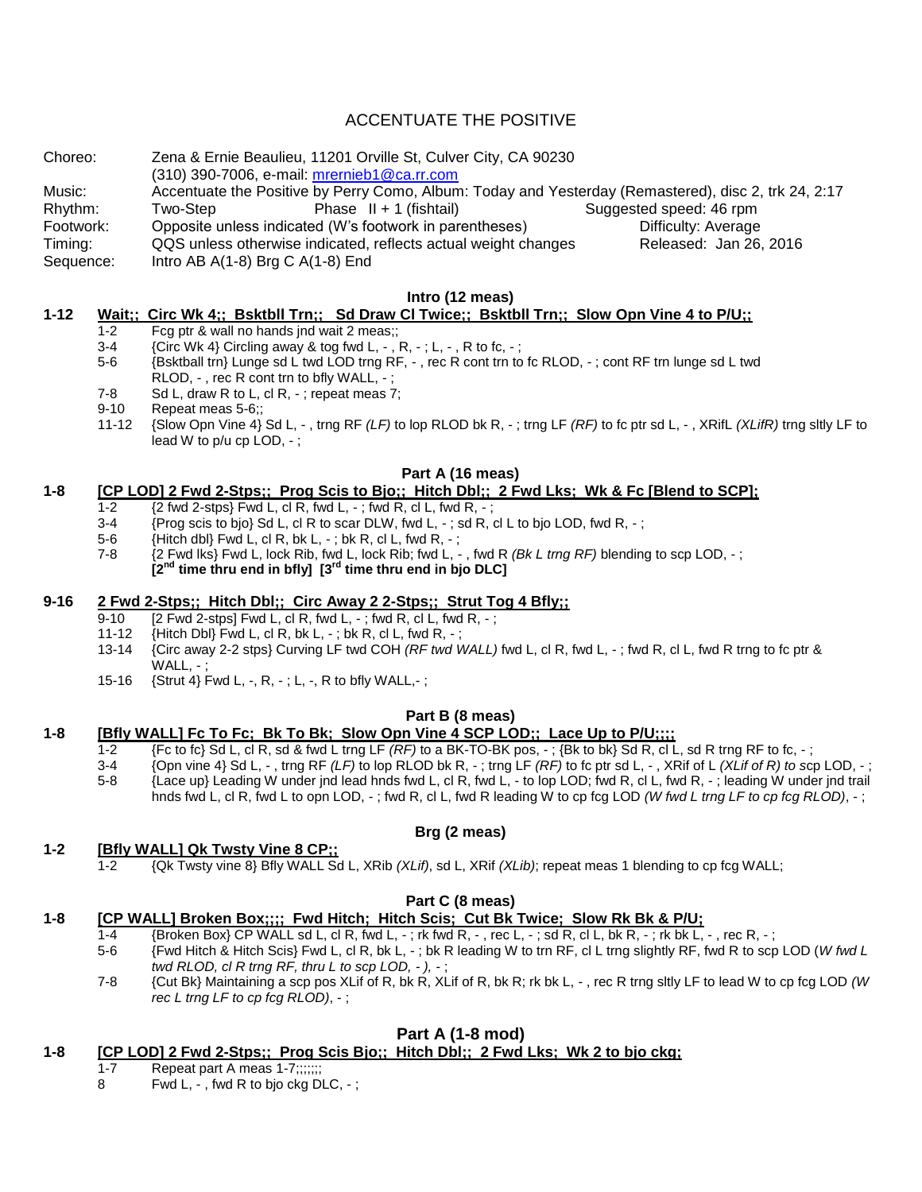# ACCENTUATE THE POSITIVE

| | | | |
|---|---|---|---|
| Choreo: | Zena & Ernie Beaulieu, 11201 Orville St, Culver City, CA 90230 | | |
| | (310) 390-7006, e-mail: mrernieb1@ca.rr.com | | |
| Music: | Accentuate the Positive by Perry Como, Album: Today and Yesterday (Remastered), disc 2, trk 24, 2:17 | | |
| Rhythm: | Two-Step | Phase II + 1 (fishtail) | Suggested speed: 46 rpm |
| Footwork: | Opposite unless indicated (W's footwork in parentheses) | | Difficulty: Average |
| Timing: | QQS unless otherwise indicated, reflects actual weight changes | | Released: Jan 26, 2016 |
| Sequence: | Intro AB A(1-8) Brg C A(1-8) End | | |

## Intro (12 meas)

**1-12 Wait;; Circ Wk 4;; Bsktbll Trn;; Sd Draw Cl Twice;; Bsktbll Trn;; Slow Opn Vine 4 to P/U;;**

- 1-2 Fcg ptr & wall no hands jnd wait 2 meas;;
- 3-4 {Circ Wk 4} Circling away & tog fwd L, - , R, - ; L, - , R to fc, - ;
- 5-6 {Bsktball trn} Lunge sd L twd LOD trng RF, - , rec R cont trn to fc RLOD, - ; cont RF trn lunge sd L twd RLOD, - , rec R cont trn to bfly WALL, - ;
- 7-8 Sd L, draw R to L, cl R, - ; repeat meas 7;
- 9-10 Repeat meas 5-6;;
- 11-12 {Slow Opn Vine 4} Sd L, - , trng RF *(LF)* to lop RLOD bk R, - ; trng LF *(RF)* to fc ptr sd L, - , XRifL *(XLifR)* trng sltly LF to lead W to p/u cp LOD, - ;

## Part A (16 meas)

**1-8 [CP LOD] 2 Fwd 2-Stps;; Prog Scis to Bjo;; Hitch Dbl;; 2 Fwd Lks; Wk & Fc [Blend to SCP];**

- 1-2 {2 fwd 2-stps} Fwd L, cl R, fwd L, - ; fwd R, cl L, fwd R, - ;
- 3-4 {Prog scis to bjo} Sd L, cl R to scar DLW, fwd L, - ; sd R, cl L to bjo LOD, fwd R, - ;
- 5-6 {Hitch dbl} Fwd L, cl R, bk L, - ; bk R, cl L, fwd R, - ;
- 7-8 {2 Fwd lks} Fwd L, lock Rib, fwd L, lock Rib; fwd L, - , fwd R *(Bk L trng RF)* blending to scp LOD, - ;
  **[2nd time thru end in bfly] [3rd time thru end in bjo DLC]**

**9-16 2 Fwd 2-Stps;; Hitch Dbl;; Circ Away 2 2-Stps;; Strut Tog 4 Bfly;;**

- 9-10 [2 Fwd 2-stps] Fwd L, cl R, fwd L, - ; fwd R, cl L, fwd R, - ;
- 11-12 {Hitch Dbl} Fwd L, cl R, bk L, - ; bk R, cl L, fwd R, - ;
- 13-14 {Circ away 2-2 stps} Curving LF twd COH *(RF twd WALL)* fwd L, cl R, fwd L, - ; fwd R, cl L, fwd R trng to fc ptr & WALL, - ;
- 15-16 {Strut 4} Fwd L, -, R, - ; L, -, R to bfly WALL,- ;

## Part B (8 meas)

**1-8 [Bfly WALL] Fc To Fc; Bk To Bk; Slow Opn Vine 4 SCP LOD;; Lace Up to P/U;;;;**

- 1-2 {Fc to fc} Sd L, cl R, sd & fwd L trng LF *(RF)* to a BK-TO-BK pos, - ; {Bk to bk} Sd R, cl L, sd R trng RF to fc, - ;
- 3-4 {Opn vine 4} Sd L, - , trng RF *(LF)* to lop RLOD bk R, - ; trng LF *(RF)* to fc ptr sd L, - , XRif of L *(XLif of R) to* scp LOD, - ;
- 5-8 {Lace up} Leading W under jnd lead hnds fwd L, cl R, fwd L, - to lop LOD; fwd R, cl L, fwd R, - ; leading W under jnd trail hnds fwd L, cl R, fwd L to opn LOD, - ; fwd R, cl L, fwd R leading W to cp fcg LOD *(W fwd L trng LF to cp fcg RLOD)*, - ;

## Brg (2 meas)

**1-2 [Bfly WALL] Qk Twsty Vine 8 CP;;**

- 1-2 {Qk Twsty vine 8} Bfly WALL Sd L, XRib *(XLif)*, sd L, XRif *(XLib)*; repeat meas 1 blending to cp fcg WALL;

## Part C (8 meas)

**1-8 [CP WALL] Broken Box;;;; Fwd Hitch; Hitch Scis; Cut Bk Twice; Slow Rk Bk & P/U;**

- 1-4 {Broken Box} CP WALL sd L, cl R, fwd L, - ; rk fwd R, - , rec L, - ; sd R, cl L, bk R, - ; rk bk L, - , rec R, - ;
- 5-6 {Fwd Hitch & Hitch Scis} Fwd L, cl R, bk L, - ; bk R leading W to trn RF, cl L trng slightly RF, fwd R to scp LOD (*W fwd L twd RLOD, cl R trng RF, thru L to scp LOD, - ),* - ;
- 7-8 {Cut Bk} Maintaining a scp pos XLif of R, bk R, XLif of R, bk R; rk bk L, - , rec R trng sltly LF to lead W to cp fcg LOD *(W rec L trng LF to cp fcg RLOD)*, - ;

## Part A (1-8 mod)

**1-8 [CP LOD] 2 Fwd 2-Stps;; Prog Scis Bjo;; Hitch Dbl;; 2 Fwd Lks; Wk 2 to bjo ckg;**

- 1-7 Repeat part A meas 1-7;;;;;;;
- 8 Fwd L, - , fwd R to bjo ckg DLC, - ;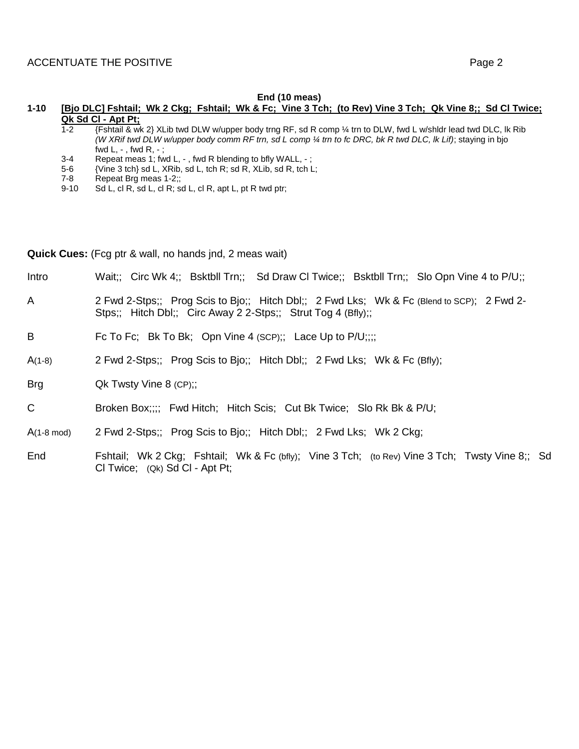**End (10 meas)**

**1-10 [Bjo DLC] Fshtail; Wk 2 Ckg; Fshtail; Wk & Fc; Vine 3 Tch; (to Rev) Vine 3 Tch; Qk Vine 8;; Sd Cl Twice; Qk Sd Cl - Apt Pt;**

- 1-2 {Fshtail & wk 2} XLib twd DLW w/upper body trng RF, sd R comp ¼ trn to DLW, fwd L w/shldr lead twd DLC, lk Rib *(W XRif twd DLW w/upper body comm RF trn, sd L comp ¼ trn to fc DRC, bk R twd DLC, lk Lif)*; staying in bjo fwd L, - , fwd R, - ;
- 3-4 Repeat meas 1; fwd L, - , fwd R blending to bfly WALL, - ;
- 5-6 {Vine 3 tch} sd L, XRib, sd L, tch R; sd R, XLib, sd R, tch L;
- 7-8 Repeat Brg meas 1-2;;
- 9-10 Sd L, cl R, sd L, cl R; sd L, cl R, apt L, pt R twd ptr;

**Quick Cues:** (Fcg ptr & wall, no hands jnd, 2 meas wait)

| | |
|---|---|
| Intro | Wait;; Circ Wk 4;; Bsktbll Trn;; Sd Draw Cl Twice;; Bsktbll Trn;; Slo Opn Vine 4 to P/U;; |
| A | 2 Fwd 2-Stps;; Prog Scis to Bjo;; Hitch Dbl;; 2 Fwd Lks; Wk & Fc (Blend to SCP); 2 Fwd 2-Stps;; Hitch Dbl;; Circ Away 2 2-Stps;; Strut Tog 4 (Bfly);; |
| B | Fc To Fc; Bk To Bk; Opn Vine 4 (SCP);; Lace Up to P/U;;;; |
| A(1-8) | 2 Fwd 2-Stps;; Prog Scis to Bjo;; Hitch Dbl;; 2 Fwd Lks; Wk & Fc (Bfly); |
| Brg | Qk Twsty Vine 8 (CP);; |
| C | Broken Box;;;; Fwd Hitch; Hitch Scis; Cut Bk Twice; Slo Rk Bk & P/U; |
| A(1-8 mod) | 2 Fwd 2-Stps;; Prog Scis to Bjo;; Hitch Dbl;; 2 Fwd Lks; Wk 2 Ckg; |
| End | Fshtail; Wk 2 Ckg; Fshtail; Wk & Fc (bfly); Vine 3 Tch; (to Rev) Vine 3 Tch; Twsty Vine 8;; Sd Cl Twice; (Qk) Sd Cl - Apt Pt; |